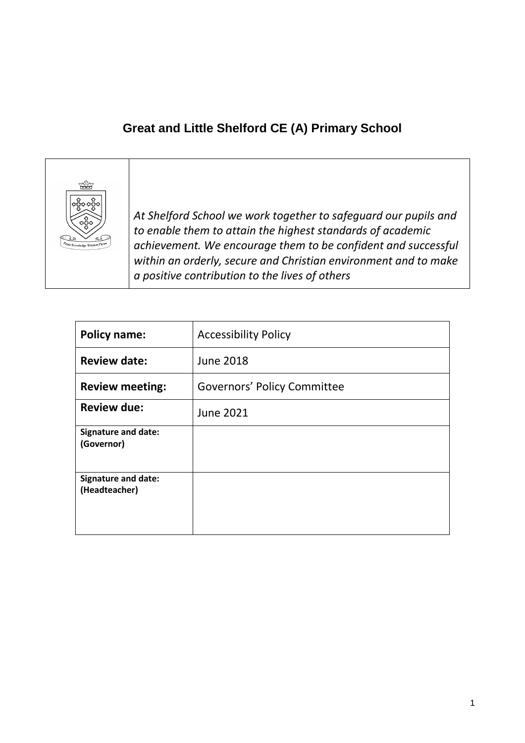# Great and Little Shelford CE (A) Primary School

*At Shelford School we work together to safeguard our pupils and to enable them to attain the highest standards of academic achievement. We encourage them to be confident and successful within an orderly, secure and Christian environment and to make a positive contribution to the lives of others*

| **Policy name:** | Accessibility Policy |
|---|---|
| **Review date:** | June 2018 |
| **Review meeting:** | Governors' Policy Committee |
| **Review due:** | June 2021 |
| **Signature and date: (Governor)** | |
| **Signature and date: (Headteacher)** | |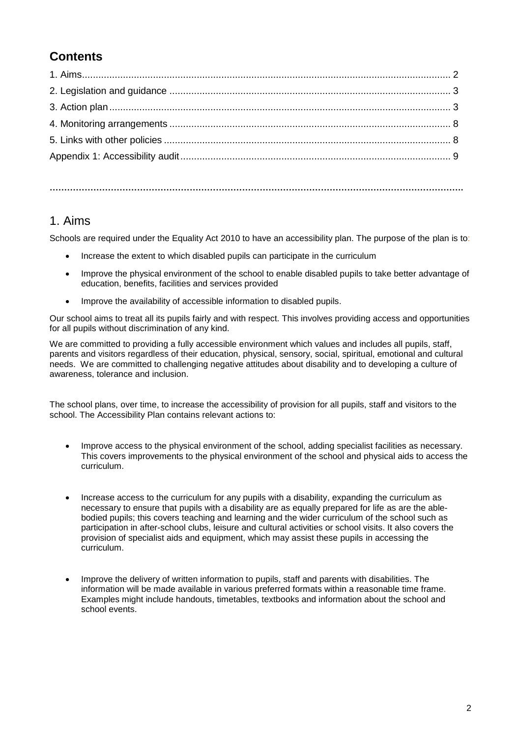## Contents

1. Aims ........ 2
2. Legislation and guidance ........ 3
3. Action plan ........ 3
4. Monitoring arrangements ........ 8
5. Links with other policies ........ 8

Appendix 1: Accessibility audit ........ 9

---

# 1. Aims

Schools are required under the Equality Act 2010 to have an accessibility plan. The purpose of the plan is to:

- Increase the extent to which disabled pupils can participate in the curriculum
- Improve the physical environment of the school to enable disabled pupils to take better advantage of education, benefits, facilities and services provided
- Improve the availability of accessible information to disabled pupils.

Our school aims to treat all its pupils fairly and with respect. This involves providing access and opportunities for all pupils without discrimination of any kind.

We are committed to providing a fully accessible environment which values and includes all pupils, staff, parents and visitors regardless of their education, physical, sensory, social, spiritual, emotional and cultural needs. We are committed to challenging negative attitudes about disability and to developing a culture of awareness, tolerance and inclusion.

The school plans, over time, to increase the accessibility of provision for all pupils, staff and visitors to the school. The Accessibility Plan contains relevant actions to:

- Improve access to the physical environment of the school, adding specialist facilities as necessary. This covers improvements to the physical environment of the school and physical aids to access the curriculum.
- Increase access to the curriculum for any pupils with a disability, expanding the curriculum as necessary to ensure that pupils with a disability are as equally prepared for life as are the able-bodied pupils; this covers teaching and learning and the wider curriculum of the school such as participation in after-school clubs, leisure and cultural activities or school visits. It also covers the provision of specialist aids and equipment, which may assist these pupils in accessing the curriculum.
- Improve the delivery of written information to pupils, staff and parents with disabilities. The information will be made available in various preferred formats within a reasonable time frame. Examples might include handouts, timetables, textbooks and information about the school and school events.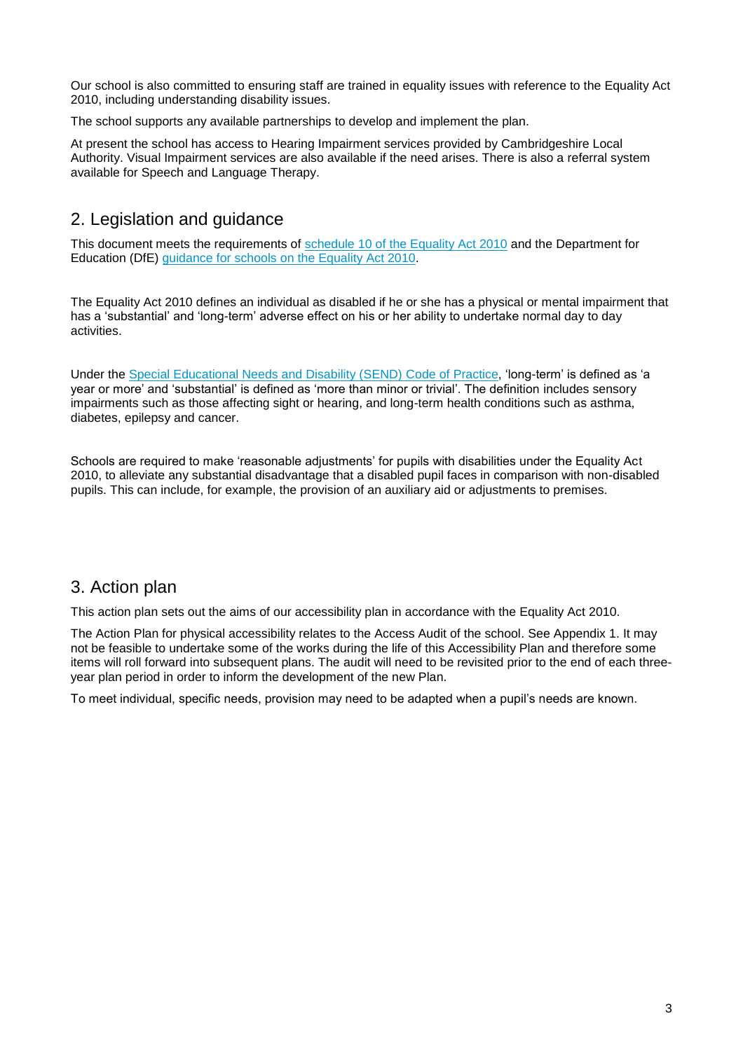Our school is also committed to ensuring staff are trained in equality issues with reference to the Equality Act 2010, including understanding disability issues.

The school supports any available partnerships to develop and implement the plan.

At present the school has access to Hearing Impairment services provided by Cambridgeshire Local Authority. Visual Impairment services are also available if the need arises. There is also a referral system available for Speech and Language Therapy.

## 2. Legislation and guidance

This document meets the requirements of [schedule 10 of the Equality Act 2010] and the Department for Education (DfE) [guidance for schools on the Equality Act 2010].

The Equality Act 2010 defines an individual as disabled if he or she has a physical or mental impairment that has a 'substantial' and 'long-term' adverse effect on his or her ability to undertake normal day to day activities.

Under the [Special Educational Needs and Disability (SEND) Code of Practice], 'long-term' is defined as 'a year or more' and 'substantial' is defined as 'more than minor or trivial'. The definition includes sensory impairments such as those affecting sight or hearing, and long-term health conditions such as asthma, diabetes, epilepsy and cancer.

Schools are required to make 'reasonable adjustments' for pupils with disabilities under the Equality Act 2010, to alleviate any substantial disadvantage that a disabled pupil faces in comparison with non-disabled pupils. This can include, for example, the provision of an auxiliary aid or adjustments to premises.

## 3. Action plan

This action plan sets out the aims of our accessibility plan in accordance with the Equality Act 2010.

The Action Plan for physical accessibility relates to the Access Audit of the school. See Appendix 1. It may not be feasible to undertake some of the works during the life of this Accessibility Plan and therefore some items will roll forward into subsequent plans. The audit will need to be revisited prior to the end of each three-year plan period in order to inform the development of the new Plan.

To meet individual, specific needs, provision may need to be adapted when a pupil's needs are known.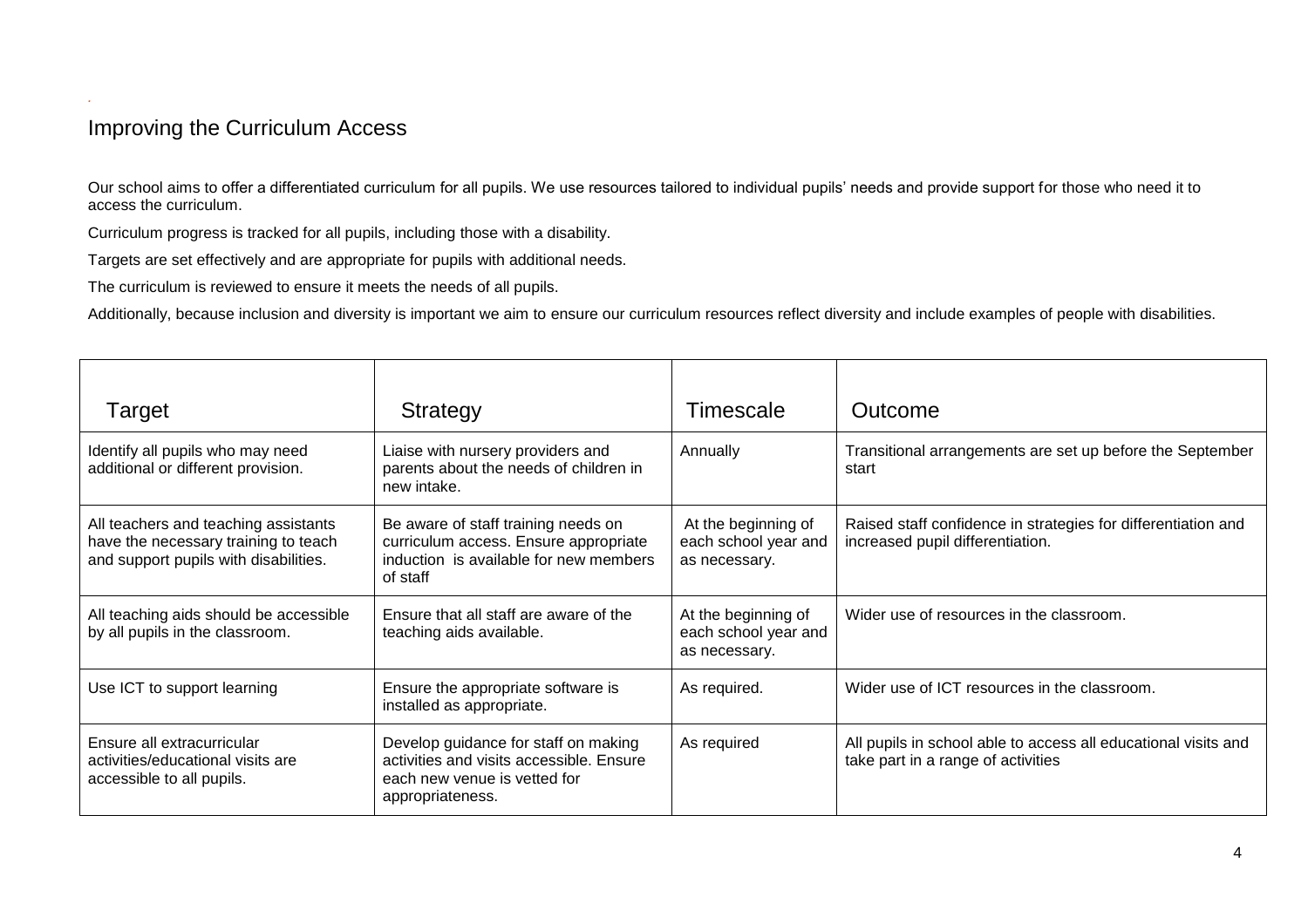## Improving the Curriculum Access

Our school aims to offer a differentiated curriculum for all pupils. We use resources tailored to individual pupils' needs and provide support for those who need it to access the curriculum.

Curriculum progress is tracked for all pupils, including those with a disability.

Targets are set effectively and are appropriate for pupils with additional needs.

The curriculum is reviewed to ensure it meets the needs of all pupils.

Additionally, because inclusion and diversity is important we aim to ensure our curriculum resources reflect diversity and include examples of people with disabilities.

| Target | Strategy | Timescale | Outcome |
|---|---|---|---|
| Identify all pupils who may need additional or different provision. | Liaise with nursery providers and parents about the needs of children in new intake. | Annually | Transitional arrangements are set up before the September start |
| All teachers and teaching assistants have the necessary training to teach and support pupils with disabilities. | Be aware of staff training needs on curriculum access. Ensure appropriate induction is available for new members of staff | At the beginning of each school year and as necessary. | Raised staff confidence in strategies for differentiation and increased pupil differentiation. |
| All teaching aids should be accessible by all pupils in the classroom. | Ensure that all staff are aware of the teaching aids available. | At the beginning of each school year and as necessary. | Wider use of resources in the classroom. |
| Use ICT to support learning | Ensure the appropriate software is installed as appropriate. | As required. | Wider use of ICT resources in the classroom. |
| Ensure all extracurricular activities/educational visits are accessible to all pupils. | Develop guidance for staff on making activities and visits accessible. Ensure each new venue is vetted for appropriateness. | As required | All pupils in school able to access all educational visits and take part in a range of activities |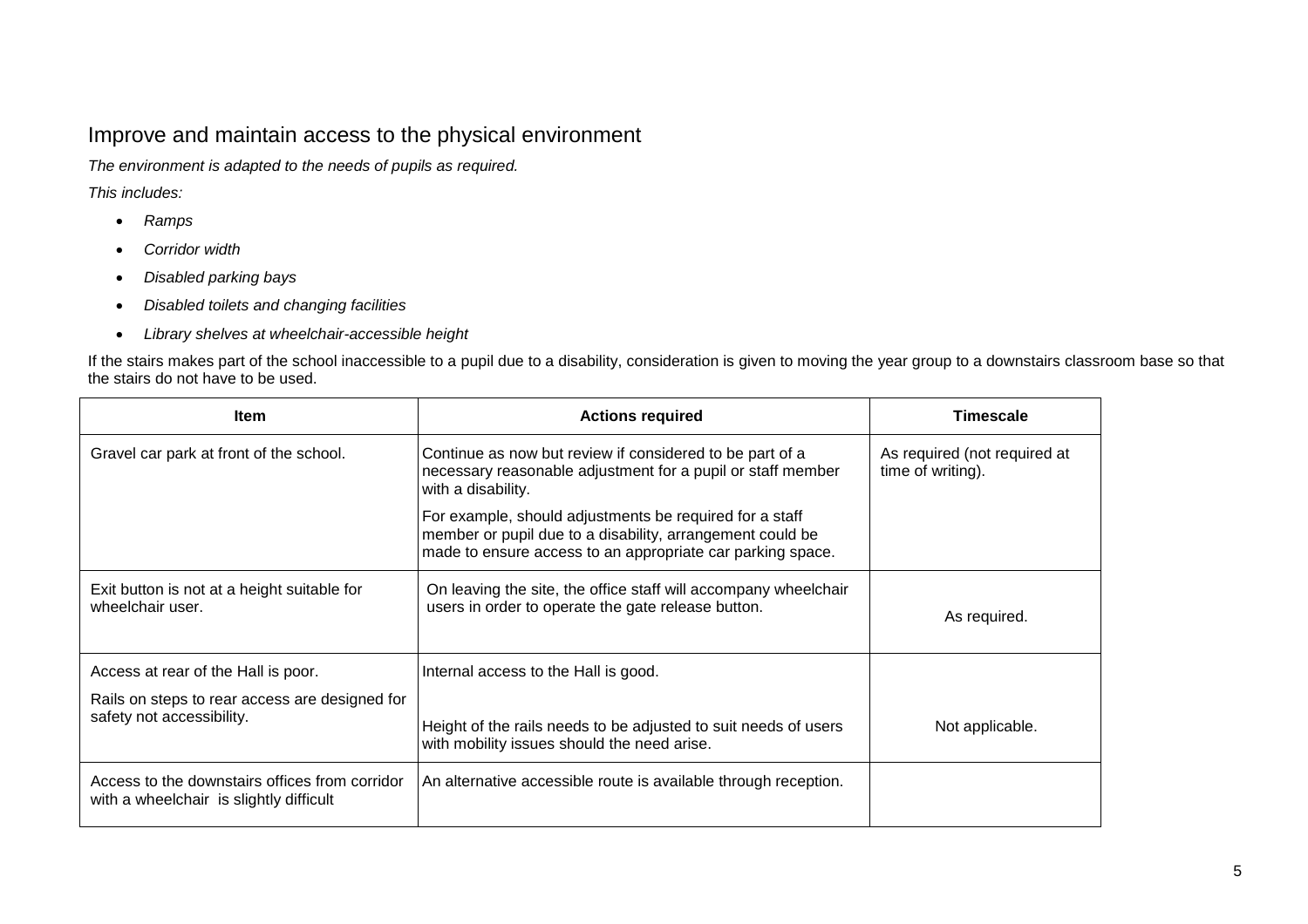## Improve and maintain access to the physical environment

*The environment is adapted to the needs of pupils as required.*

*This includes:*

- *Ramps*
- *Corridor width*
- *Disabled parking bays*
- *Disabled toilets and changing facilities*
- *Library shelves at wheelchair-accessible height*

If the stairs makes part of the school inaccessible to a pupil due to a disability, consideration is given to moving the year group to a downstairs classroom base so that the stairs do not have to be used.

| Item | Actions required | Timescale |
|---|---|---|
| Gravel car park at front of the school. | Continue as now but review if considered to be part of a necessary reasonable adjustment for a pupil or staff member with a disability.<br><br>For example, should adjustments be required for a staff member or pupil due to a disability, arrangement could be made to ensure access to an appropriate car parking space. | As required (not required at time of writing). |
| Exit button is not at a height suitable for wheelchair user. | On leaving the site, the office staff will accompany wheelchair users in order to operate the gate release button. | As required. |
| Access at rear of the Hall is poor.<br><br>Rails on steps to rear access are designed for safety not accessibility. | Internal access to the Hall is good.<br><br>Height of the rails needs to be adjusted to suit needs of users with mobility issues should the need arise. | Not applicable. |
| Access to the downstairs offices from corridor with a wheelchair is slightly difficult | An alternative accessible route is available through reception. | |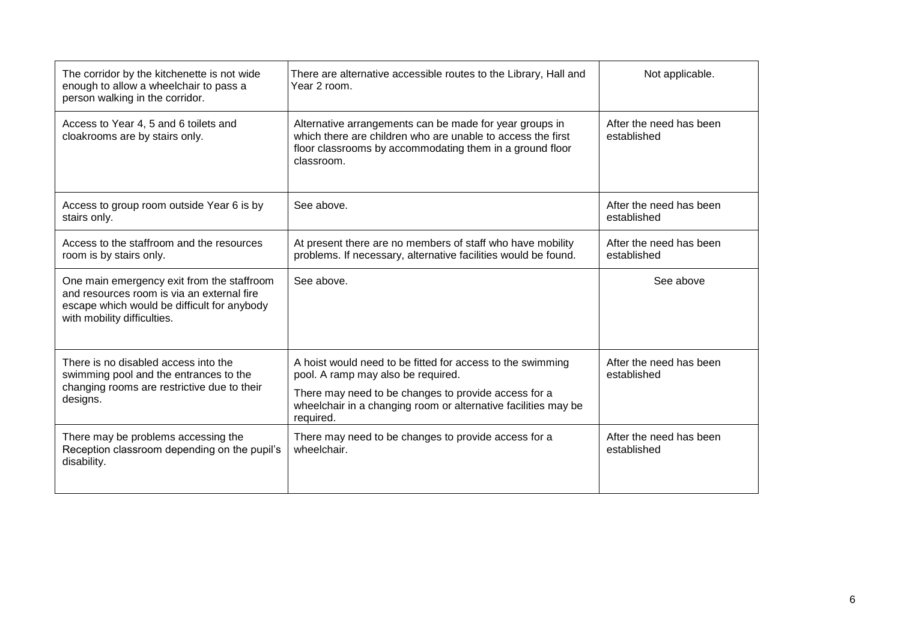| | | |
|---|---|---|
| The corridor by the kitchenette is not wide enough to allow a wheelchair to pass a person walking in the corridor. | There are alternative accessible routes to the Library, Hall and Year 2 room. | Not applicable. |
| Access to Year 4, 5 and 6 toilets and cloakrooms are by stairs only. | Alternative arrangements can be made for year groups in which there are children who are unable to access the first floor classrooms by accommodating them in a ground floor classroom. | After the need has been established |
| Access to group room outside Year 6 is by stairs only. | See above. | After the need has been established |
| Access to the staffroom and the resources room is by stairs only. | At present there are no members of staff who have mobility problems. If necessary, alternative facilities would be found. | After the need has been established |
| One main emergency exit from the staffroom and resources room is via an external fire escape which would be difficult for anybody with mobility difficulties. | See above. | See above |
| There is no disabled access into the swimming pool and the entrances to the changing rooms are restrictive due to their designs. | A hoist would need to be fitted for access to the swimming pool. A ramp may also be required.<br><br>There may need to be changes to provide access for a wheelchair in a changing room or alternative facilities may be required. | After the need has been established |
| There may be problems accessing the Reception classroom depending on the pupil's disability. | There may need to be changes to provide access for a wheelchair. | After the need has been established |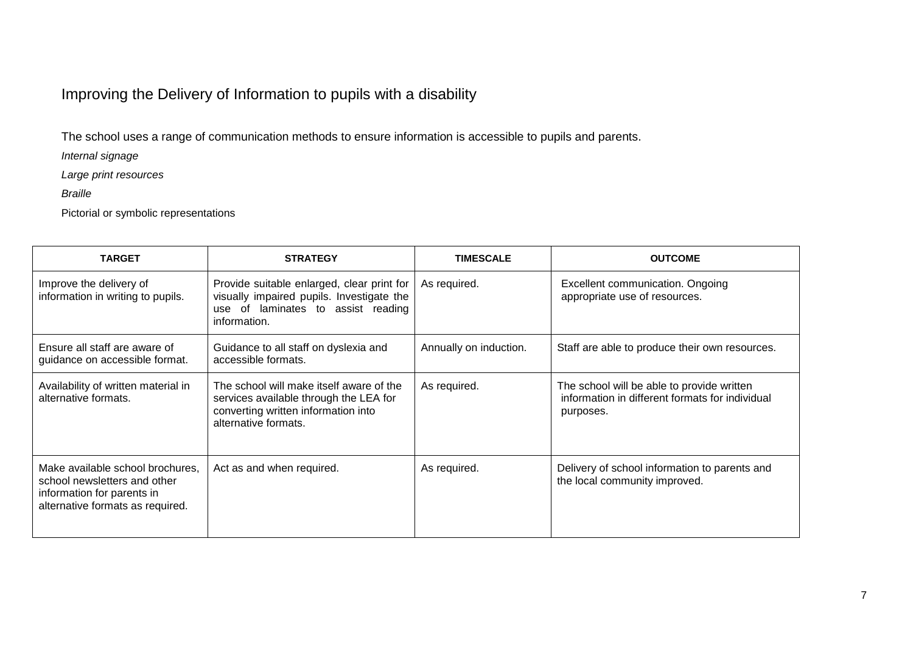## Improving the Delivery of Information to pupils with a disability

The school uses a range of communication methods to ensure information is accessible to pupils and parents.

*Internal signage*

*Large print resources*

*Braille*

Pictorial or symbolic representations

| TARGET | STRATEGY | TIMESCALE | OUTCOME |
|---|---|---|---|
| Improve the delivery of information in writing to pupils. | Provide suitable enlarged, clear print for visually impaired pupils. Investigate the use of laminates to assist reading information. | As required. | Excellent communication. Ongoing appropriate use of resources. |
| Ensure all staff are aware of guidance on accessible format. | Guidance to all staff on dyslexia and accessible formats. | Annually on induction. | Staff are able to produce their own resources. |
| Availability of written material in alternative formats. | The school will make itself aware of the services available through the LEA for converting written information into alternative formats. | As required. | The school will be able to provide written information in different formats for individual purposes. |
| Make available school brochures, school newsletters and other information for parents in alternative formats as required. | Act as and when required. | As required. | Delivery of school information to parents and the local community improved. |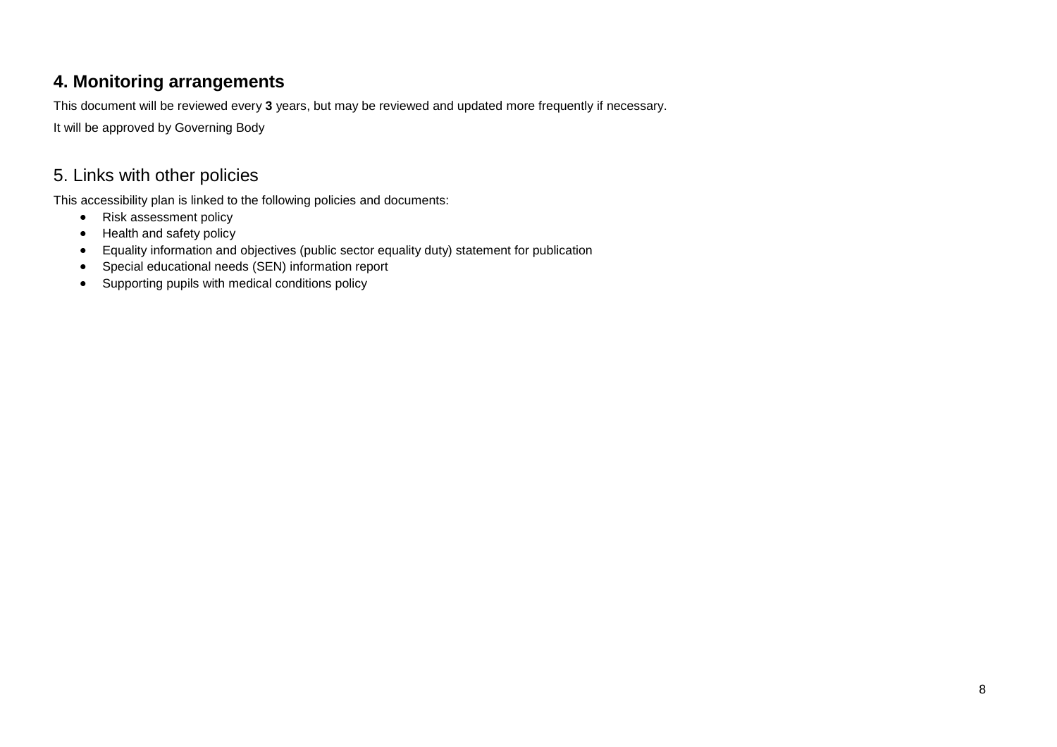## 4. Monitoring arrangements

This document will be reviewed every **3** years, but may be reviewed and updated more frequently if necessary.

It will be approved by Governing Body

## 5. Links with other policies

This accessibility plan is linked to the following policies and documents:

- Risk assessment policy
- Health and safety policy
- Equality information and objectives (public sector equality duty) statement for publication
- Special educational needs (SEN) information report
- Supporting pupils with medical conditions policy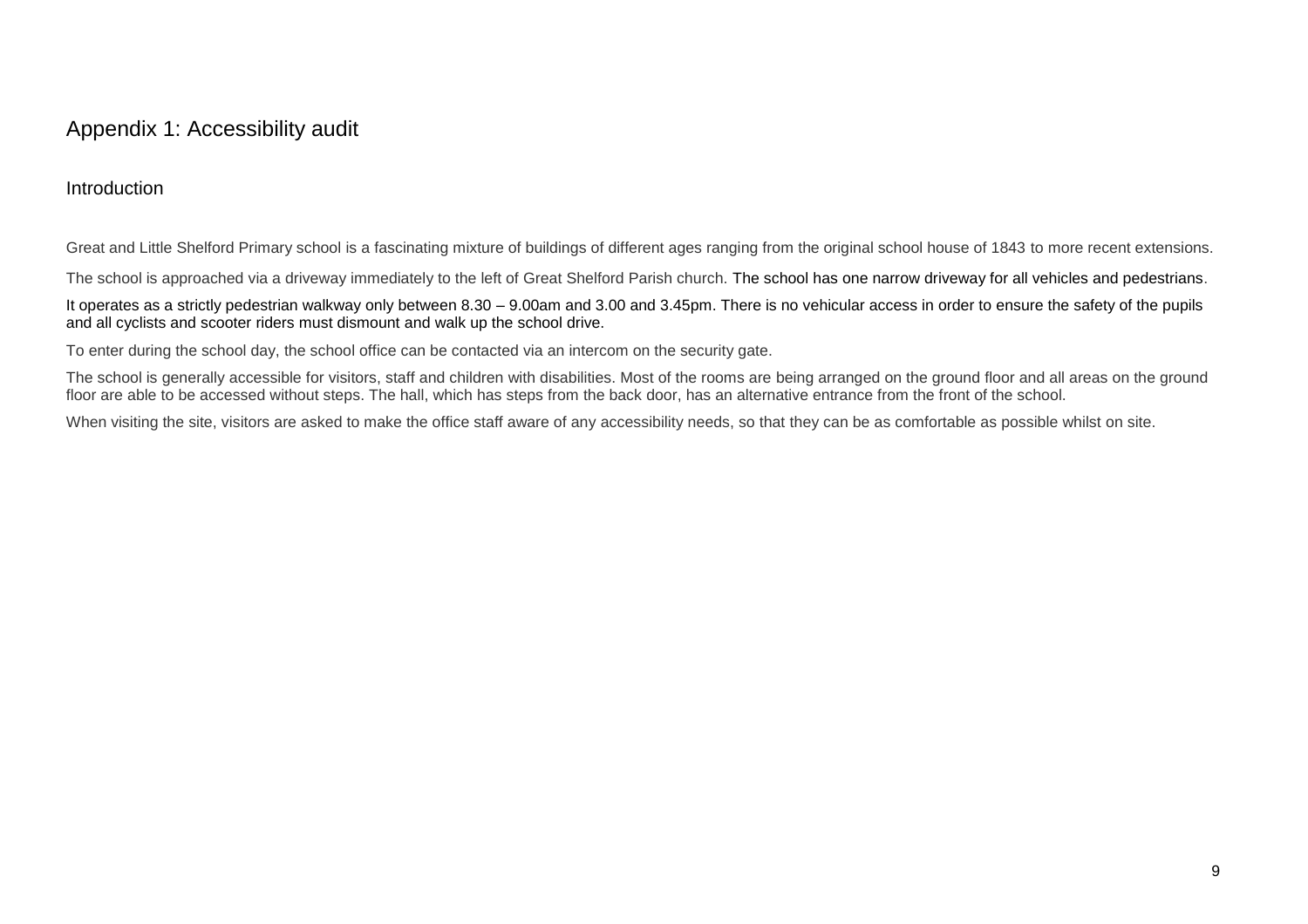# Appendix 1: Accessibility audit

## Introduction

Great and Little Shelford Primary school is a fascinating mixture of buildings of different ages ranging from the original school house of 1843 to more recent extensions.

The school is approached via a driveway immediately to the left of Great Shelford Parish church. The school has one narrow driveway for all vehicles and pedestrians.

It operates as a strictly pedestrian walkway only between 8.30 – 9.00am and 3.00 and 3.45pm. There is no vehicular access in order to ensure the safety of the pupils and all cyclists and scooter riders must dismount and walk up the school drive.

To enter during the school day, the school office can be contacted via an intercom on the security gate.

The school is generally accessible for visitors, staff and children with disabilities. Most of the rooms are being arranged on the ground floor and all areas on the ground floor are able to be accessed without steps. The hall, which has steps from the back door, has an alternative entrance from the front of the school.

When visiting the site, visitors are asked to make the office staff aware of any accessibility needs, so that they can be as comfortable as possible whilst on site.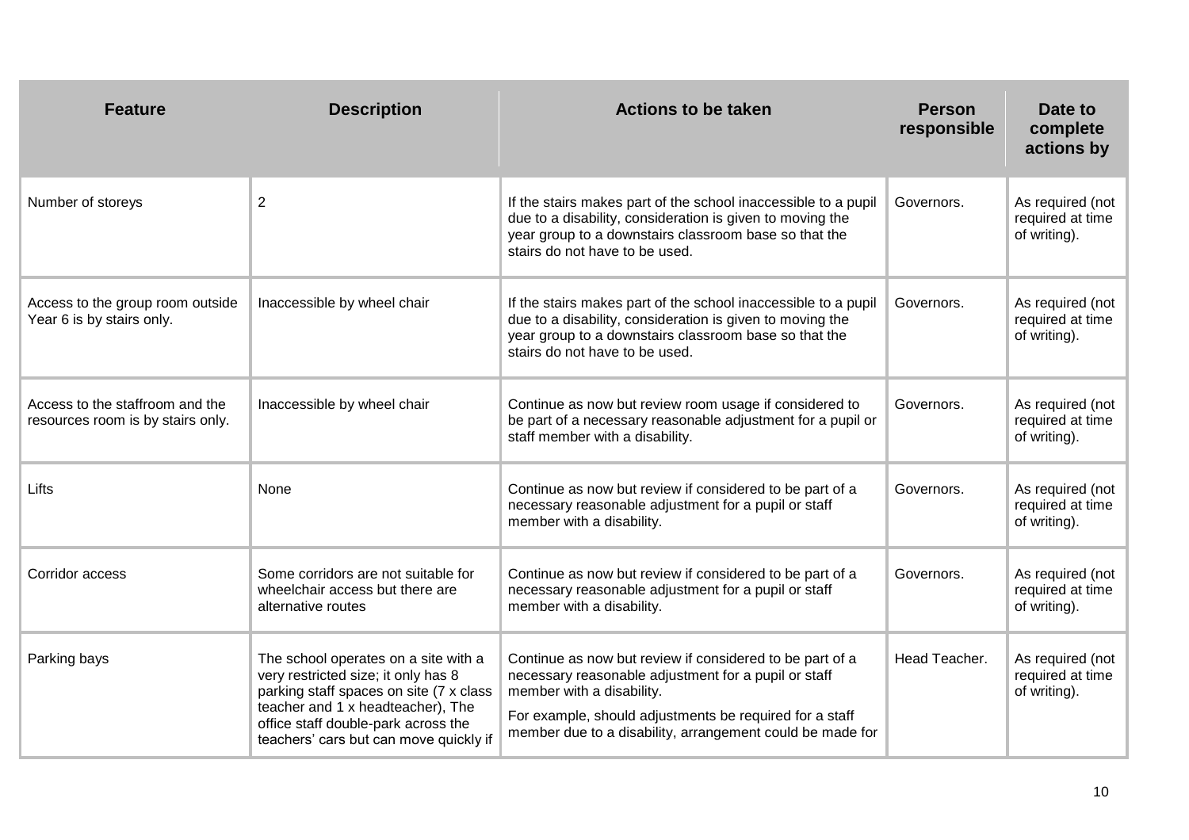| Feature | Description | Actions to be taken | Person responsible | Date to complete actions by |
|---|---|---|---|---|
| Number of storeys | 2 | If the stairs makes part of the school inaccessible to a pupil due to a disability, consideration is given to moving the year group to a downstairs classroom base so that the stairs do not have to be used. | Governors. | As required (not required at time of writing). |
| Access to the group room outside Year 6 is by stairs only. | Inaccessible by wheel chair | If the stairs makes part of the school inaccessible to a pupil due to a disability, consideration is given to moving the year group to a downstairs classroom base so that the stairs do not have to be used. | Governors. | As required (not required at time of writing). |
| Access to the staffroom and the resources room is by stairs only. | Inaccessible by wheel chair | Continue as now but review room usage if considered to be part of a necessary reasonable adjustment for a pupil or staff member with a disability. | Governors. | As required (not required at time of writing). |
| Lifts | None | Continue as now but review if considered to be part of a necessary reasonable adjustment for a pupil or staff member with a disability. | Governors. | As required (not required at time of writing). |
| Corridor access | Some corridors are not suitable for wheelchair access but there are alternative routes | Continue as now but review if considered to be part of a necessary reasonable adjustment for a pupil or staff member with a disability. | Governors. | As required (not required at time of writing). |
| Parking bays | The school operates on a site with a very restricted size; it only has 8 parking staff spaces on site (7 x class teacher and 1 x headteacher), The office staff double-park across the teachers' cars but can move quickly if | Continue as now but review if considered to be part of a necessary reasonable adjustment for a pupil or staff member with a disability.<br><br>For example, should adjustments be required for a staff member due to a disability, arrangement could be made for | Head Teacher. | As required (not required at time of writing). |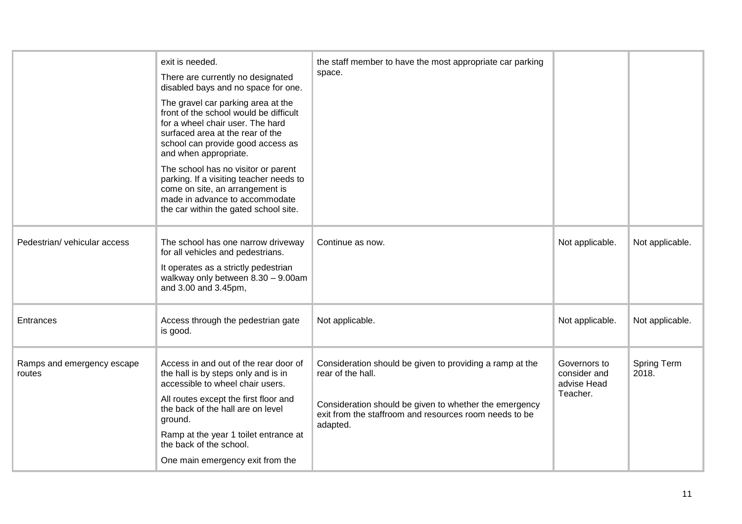| | | | | |
|---|---|---|---|---|
| | exit is needed.<br><br>There are currently no designated disabled bays and no space for one.<br><br>The gravel car parking area at the front of the school would be difficult for a wheel chair user. The hard surfaced area at the rear of the school can provide good access as and when appropriate.<br><br>The school has no visitor or parent parking. If a visiting teacher needs to come on site, an arrangement is made in advance to accommodate the car within the gated school site. | the staff member to have the most appropriate car parking space. | | |
| Pedestrian/ vehicular access | The school has one narrow driveway for all vehicles and pedestrians.<br><br>It operates as a strictly pedestrian walkway only between 8.30 – 9.00am and 3.00 and 3.45pm, | Continue as now. | Not applicable. | Not applicable. |
| Entrances | Access through the pedestrian gate is good. | Not applicable. | Not applicable. | Not applicable. |
| Ramps and emergency escape routes | Access in and out of the rear door of the hall is by steps only and is in accessible to wheel chair users.<br><br>All routes except the first floor and the back of the hall are on level ground.<br><br>Ramp at the year 1 toilet entrance at the back of the school.<br><br>One main emergency exit from the | Consideration should be given to providing a ramp at the rear of the hall.<br><br>Consideration should be given to whether the emergency exit from the staffroom and resources room needs to be adapted. | Governors to consider and advise Head Teacher. | Spring Term 2018. |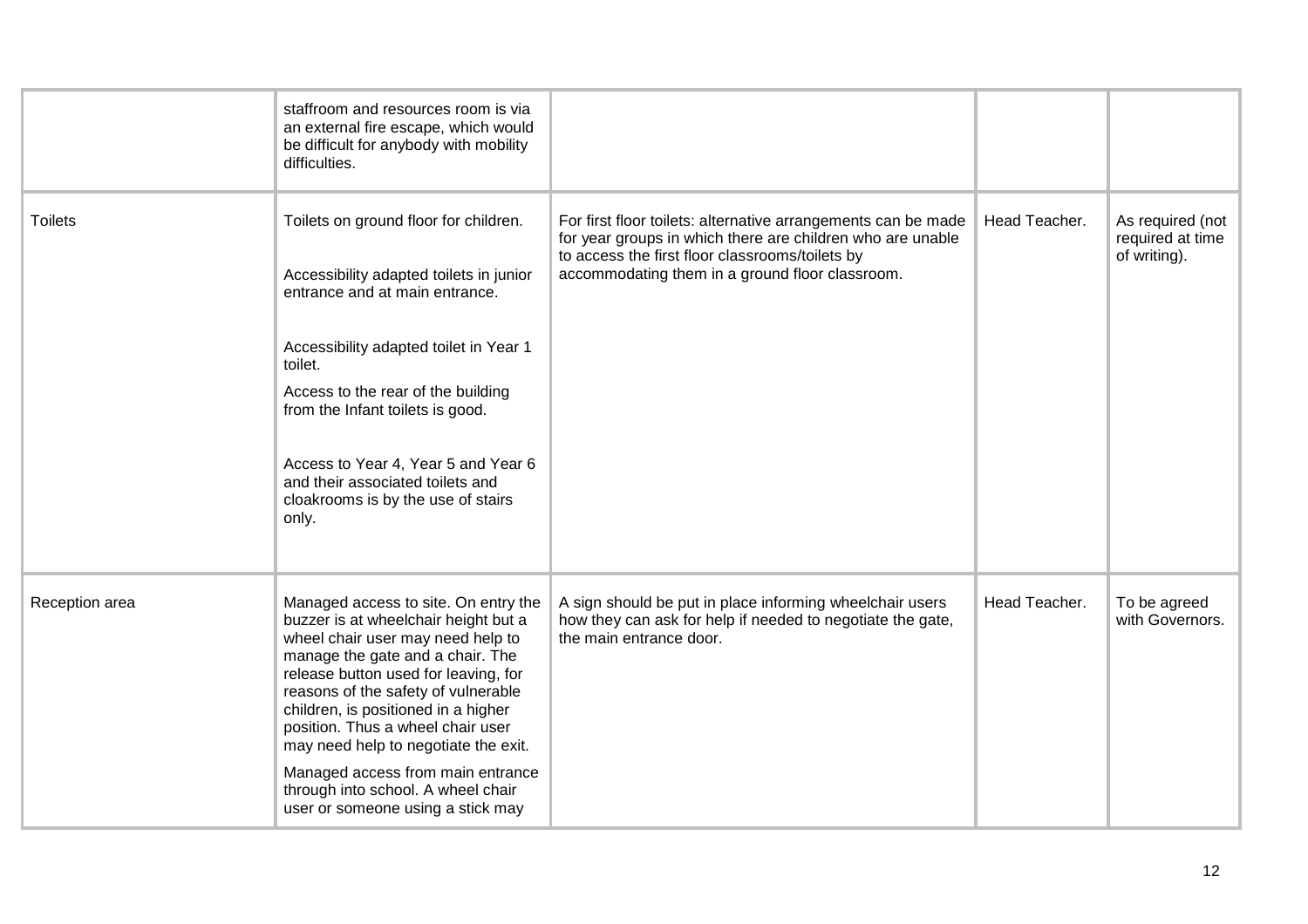| | | | | |
|---|---|---|---|---|
| | staffroom and resources room is via an external fire escape, which would be difficult for anybody with mobility difficulties. | | | |
| Toilets | Toilets on ground floor for children.<br><br>Accessibility adapted toilets in junior entrance and at main entrance.<br><br>Accessibility adapted toilet in Year 1 toilet.<br><br>Access to the rear of the building from the Infant toilets is good.<br><br>Access to Year 4, Year 5 and Year 6 and their associated toilets and cloakrooms is by the use of stairs only. | For first floor toilets: alternative arrangements can be made for year groups in which there are children who are unable to access the first floor classrooms/toilets by accommodating them in a ground floor classroom. | Head Teacher. | As required (not required at time of writing). |
| Reception area | Managed access to site. On entry the buzzer is at wheelchair height but a wheel chair user may need help to manage the gate and a chair. The release button used for leaving, for reasons of the safety of vulnerable children, is positioned in a higher position. Thus a wheel chair user may need help to negotiate the exit.<br><br>Managed access from main entrance through into school. A wheel chair user or someone using a stick may | A sign should be put in place informing wheelchair users how they can ask for help if needed to negotiate the gate, the main entrance door. | Head Teacher. | To be agreed with Governors. |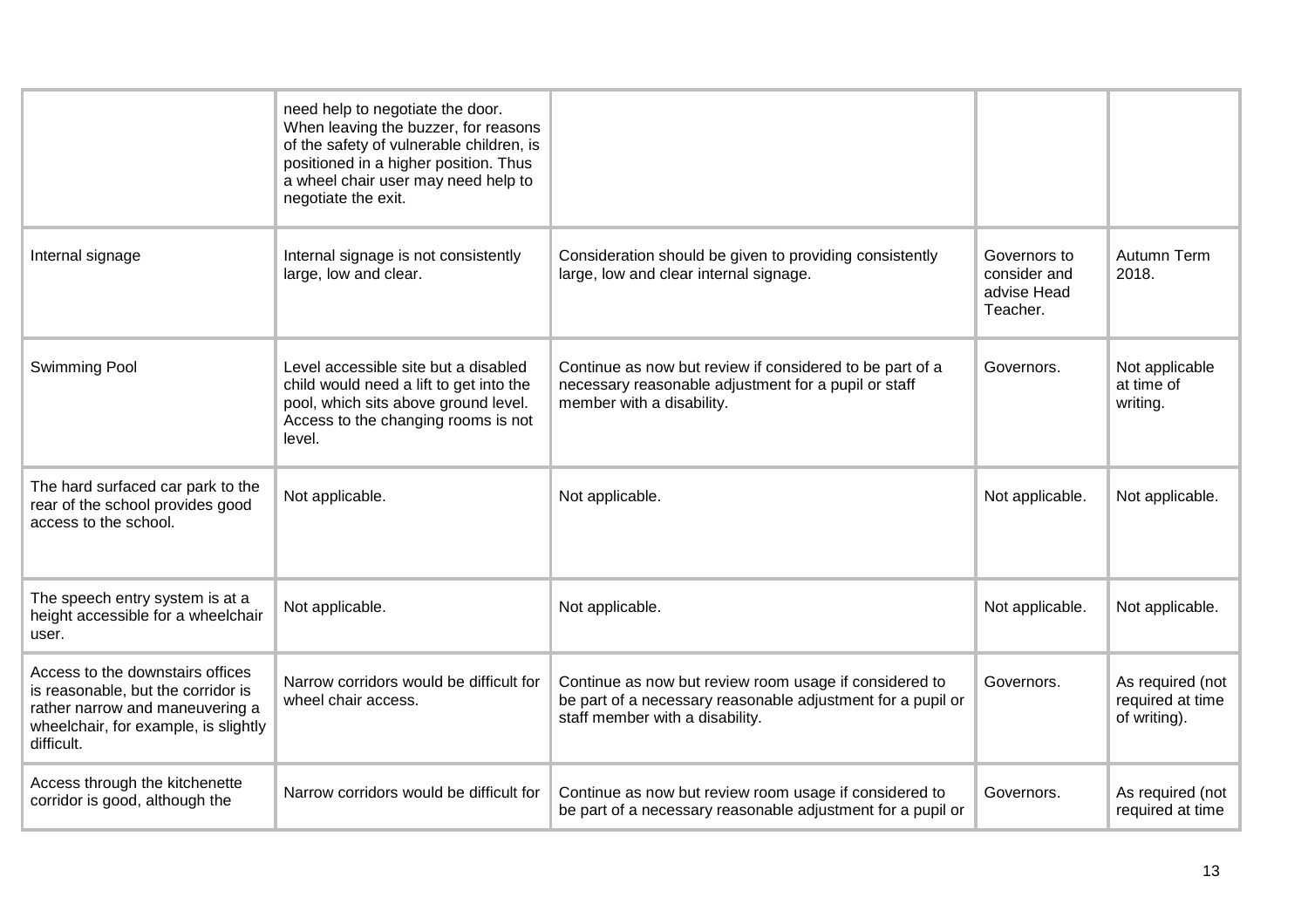| | | | | |
|---|---|---|---|---|
| | need help to negotiate the door. When leaving the buzzer, for reasons of the safety of vulnerable children, is positioned in a higher position. Thus a wheel chair user may need help to negotiate the exit. | | | |
| Internal signage | Internal signage is not consistently large, low and clear. | Consideration should be given to providing consistently large, low and clear internal signage. | Governors to consider and advise Head Teacher. | Autumn Term 2018. |
| Swimming Pool | Level accessible site but a disabled child would need a lift to get into the pool, which sits above ground level. Access to the changing rooms is not level. | Continue as now but review if considered to be part of a necessary reasonable adjustment for a pupil or staff member with a disability. | Governors. | Not applicable at time of writing. |
| The hard surfaced car park to the rear of the school provides good access to the school. | Not applicable. | Not applicable. | Not applicable. | Not applicable. |
| The speech entry system is at a height accessible for a wheelchair user. | Not applicable. | Not applicable. | Not applicable. | Not applicable. |
| Access to the downstairs offices is reasonable, but the corridor is rather narrow and maneuvering a wheelchair, for example, is slightly difficult. | Narrow corridors would be difficult for wheel chair access. | Continue as now but review room usage if considered to be part of a necessary reasonable adjustment for a pupil or staff member with a disability. | Governors. | As required (not required at time of writing). |
| Access through the kitchenette corridor is good, although the | Narrow corridors would be difficult for | Continue as now but review room usage if considered to be part of a necessary reasonable adjustment for a pupil or | Governors. | As required (not required at time |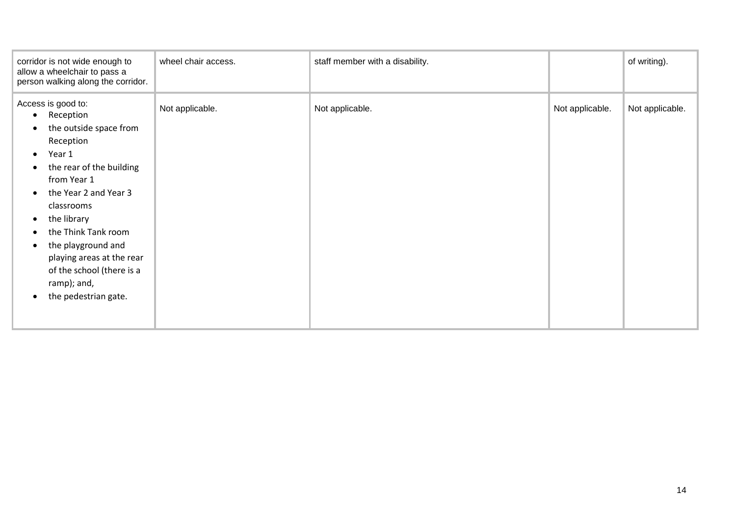| | | | | |
|---|---|---|---|---|
| corridor is not wide enough to allow a wheelchair to pass a person walking along the corridor. | wheel chair access. | staff member with a disability. | | of writing). |
| Access is good to:<br>• Reception<br>• the outside space from Reception<br>• Year 1<br>• the rear of the building from Year 1<br>• the Year 2 and Year 3 classrooms<br>• the library<br>• the Think Tank room<br>• the playground and playing areas at the rear of the school (there is a ramp); and,<br>• the pedestrian gate. | Not applicable. | Not applicable. | Not applicable. | Not applicable. |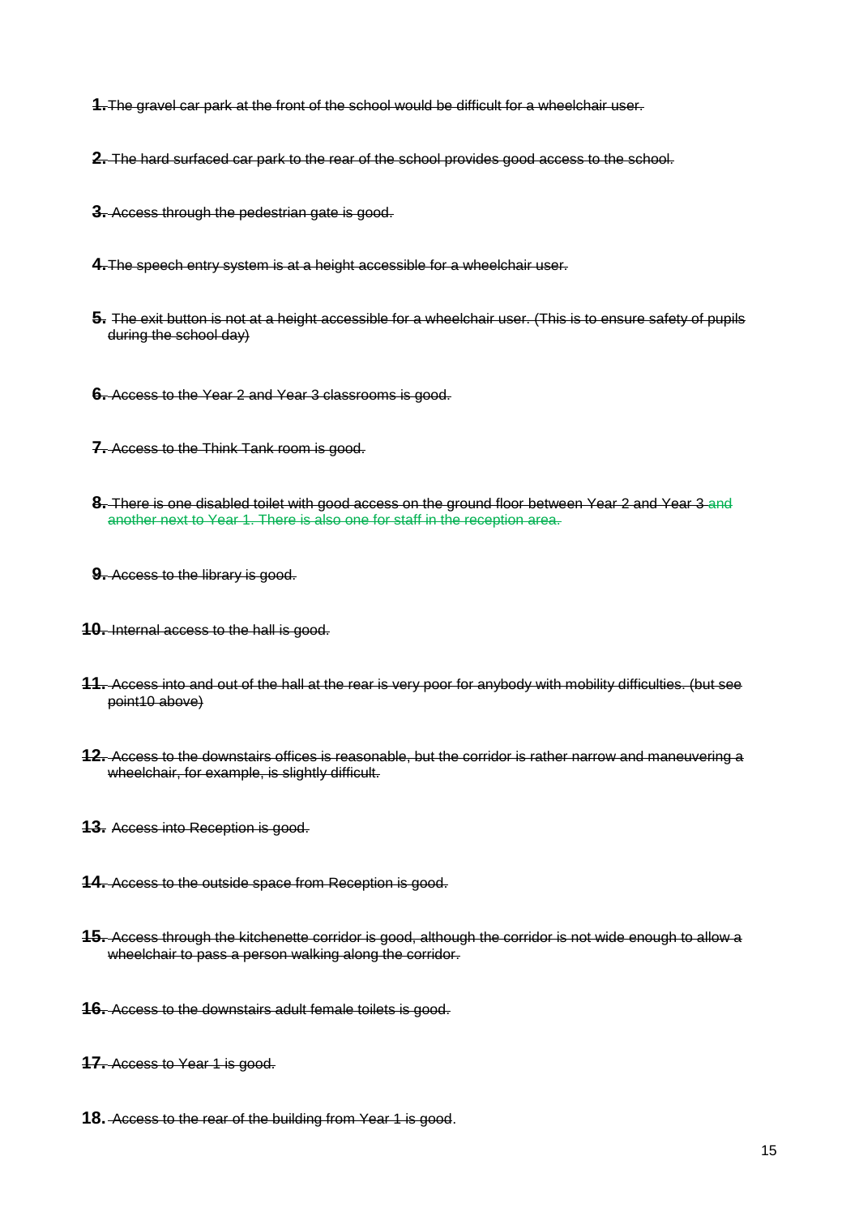1. ~~The gravel car park at the front of the school would be difficult for a wheelchair user.~~

2. ~~The hard surfaced car park to the rear of the school provides good access to the school.~~

3. ~~Access through the pedestrian gate is good.~~

4. ~~The speech entry system is at a height accessible for a wheelchair user.~~

5. ~~The exit button is not at a height accessible for a wheelchair user. (This is to ensure safety of pupils during the school day)~~

6. ~~Access to the Year 2 and Year 3 classrooms is good.~~

7. ~~Access to the Think Tank room is good.~~

8. ~~There is one disabled toilet with good access on the ground floor between Year 2 and Year 3 and another next to Year 1. There is also one for staff in the reception area.~~

9. ~~Access to the library is good.~~

10. ~~Internal access to the hall is good.~~

11. ~~Access into and out of the hall at the rear is very poor for anybody with mobility difficulties. (but see point10 above)~~

12. ~~Access to the downstairs offices is reasonable, but the corridor is rather narrow and maneuvering a wheelchair, for example, is slightly difficult.~~

13. ~~Access into Reception is good.~~

14. ~~Access to the outside space from Reception is good.~~

15. ~~Access through the kitchenette corridor is good, although the corridor is not wide enough to allow a wheelchair to pass a person walking along the corridor.~~

16. ~~Access to the downstairs adult female toilets is good.~~

17. ~~Access to Year 1 is good.~~

18. ~~Access to the rear of the building from Year 1 is good~~.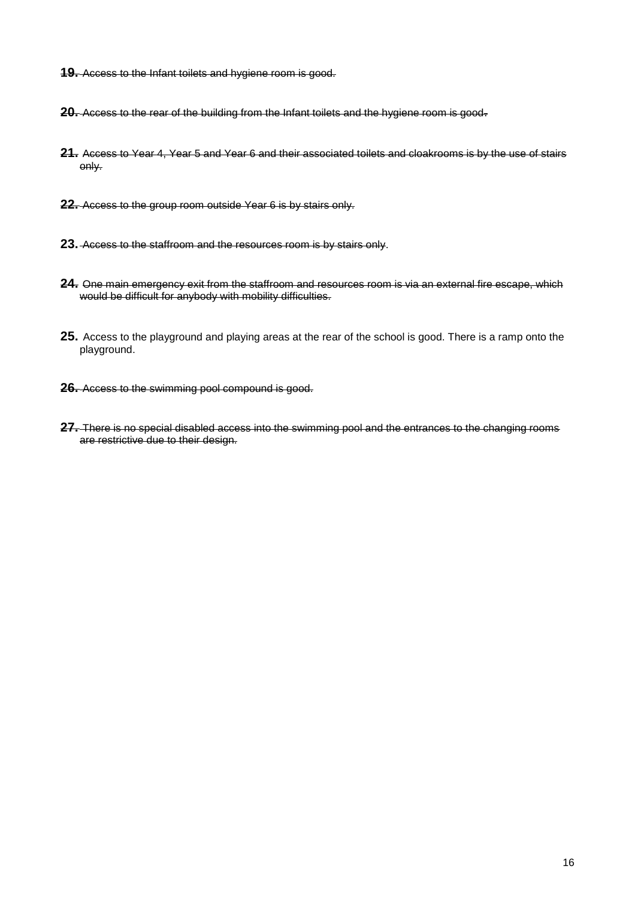~~**19.** Access to the Infant toilets and hygiene room is good.~~

~~**20.** Access to the rear of the building from the Infant toilets and the hygiene room is good.~~

~~**21.** Access to Year 4, Year 5 and Year 6 and their associated toilets and cloakrooms is by the use of stairs only.~~

~~**22.** Access to the group room outside Year 6 is by stairs only.~~

**23.** ~~Access to the staffroom and the resources room is by stairs only~~.

~~**24.** One main emergency exit from the staffroom and resources room is via an external fire escape, which would be difficult for anybody with mobility difficulties.~~

**25.** Access to the playground and playing areas at the rear of the school is good. There is a ramp onto the playground.

~~**26.** Access to the swimming pool compound is good.~~

~~**27.** There is no special disabled access into the swimming pool and the entrances to the changing rooms are restrictive due to their design.~~